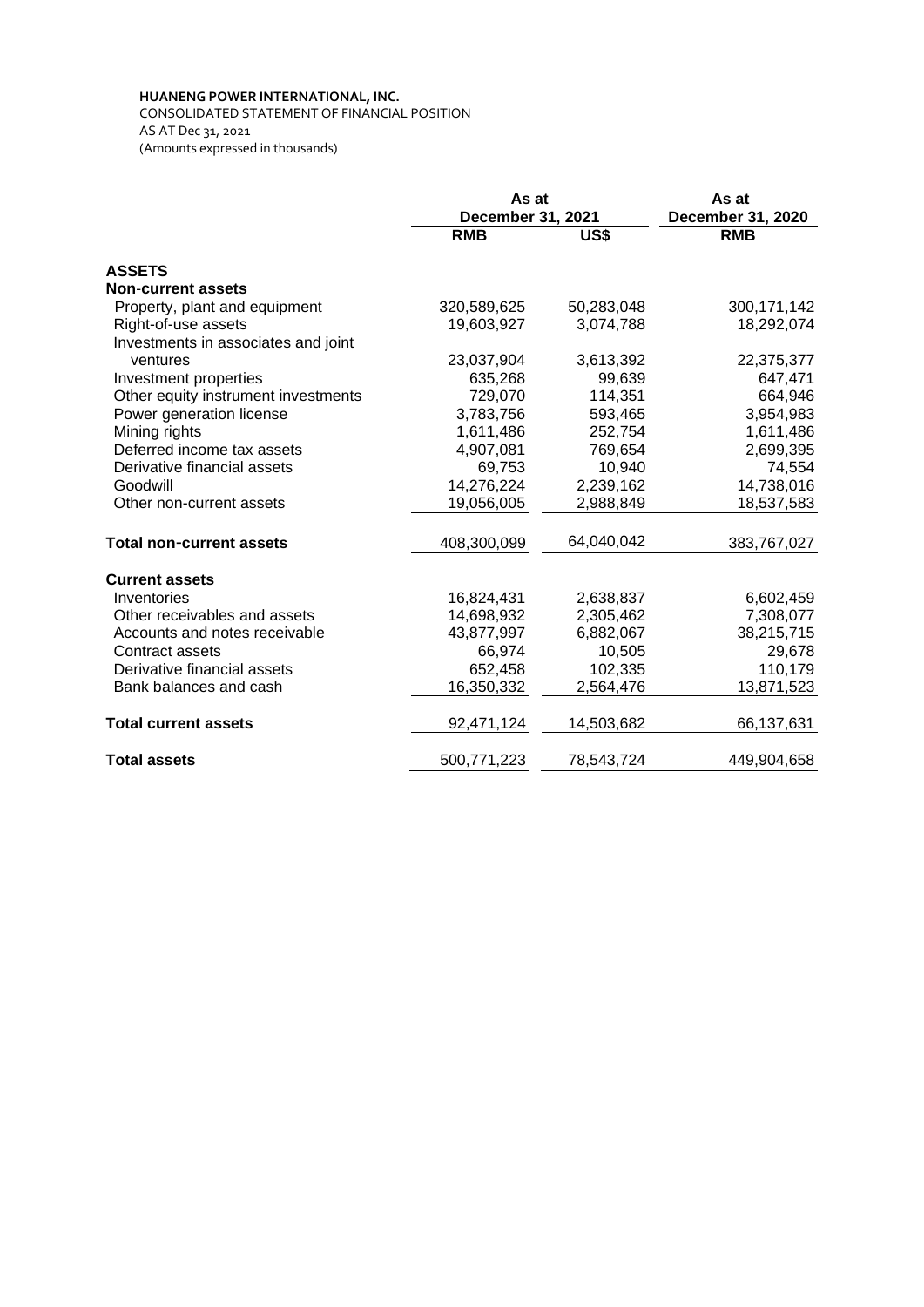**HUANENG POWER INTERNATIONAL, INC.**
CONSOLIDATED STATEMENT OF FINANCIAL POSITION
AS AT Dec 31, 2021
(Amounts expressed in thousands)

| | As at December 31, 2021 | | As at December 31, 2020 |
|---|---|---|---|
| | **RMB** | **US$** | **RMB** |
| **ASSETS** | | | |
| **Non-current assets** | | | |
| Property, plant and equipment | 320,589,625 | 50,283,048 | 300,171,142 |
| Right-of-use assets | 19,603,927 | 3,074,788 | 18,292,074 |
| Investments in associates and joint ventures | 23,037,904 | 3,613,392 | 22,375,377 |
| Investment properties | 635,268 | 99,639 | 647,471 |
| Other equity instrument investments | 729,070 | 114,351 | 664,946 |
| Power generation license | 3,783,756 | 593,465 | 3,954,983 |
| Mining rights | 1,611,486 | 252,754 | 1,611,486 |
| Deferred income tax assets | 4,907,081 | 769,654 | 2,699,395 |
| Derivative financial assets | 69,753 | 10,940 | 74,554 |
| Goodwill | 14,276,224 | 2,239,162 | 14,738,016 |
| Other non-current assets | 19,056,005 | 2,988,849 | 18,537,583 |
| **Total non-current assets** | 408,300,099 | 64,040,042 | 383,767,027 |
| **Current assets** | | | |
| Inventories | 16,824,431 | 2,638,837 | 6,602,459 |
| Other receivables and assets | 14,698,932 | 2,305,462 | 7,308,077 |
| Accounts and notes receivable | 43,877,997 | 6,882,067 | 38,215,715 |
| Contract assets | 66,974 | 10,505 | 29,678 |
| Derivative financial assets | 652,458 | 102,335 | 110,179 |
| Bank balances and cash | 16,350,332 | 2,564,476 | 13,871,523 |
| **Total current assets** | 92,471,124 | 14,503,682 | 66,137,631 |
| **Total assets** | 500,771,223 | 78,543,724 | 449,904,658 |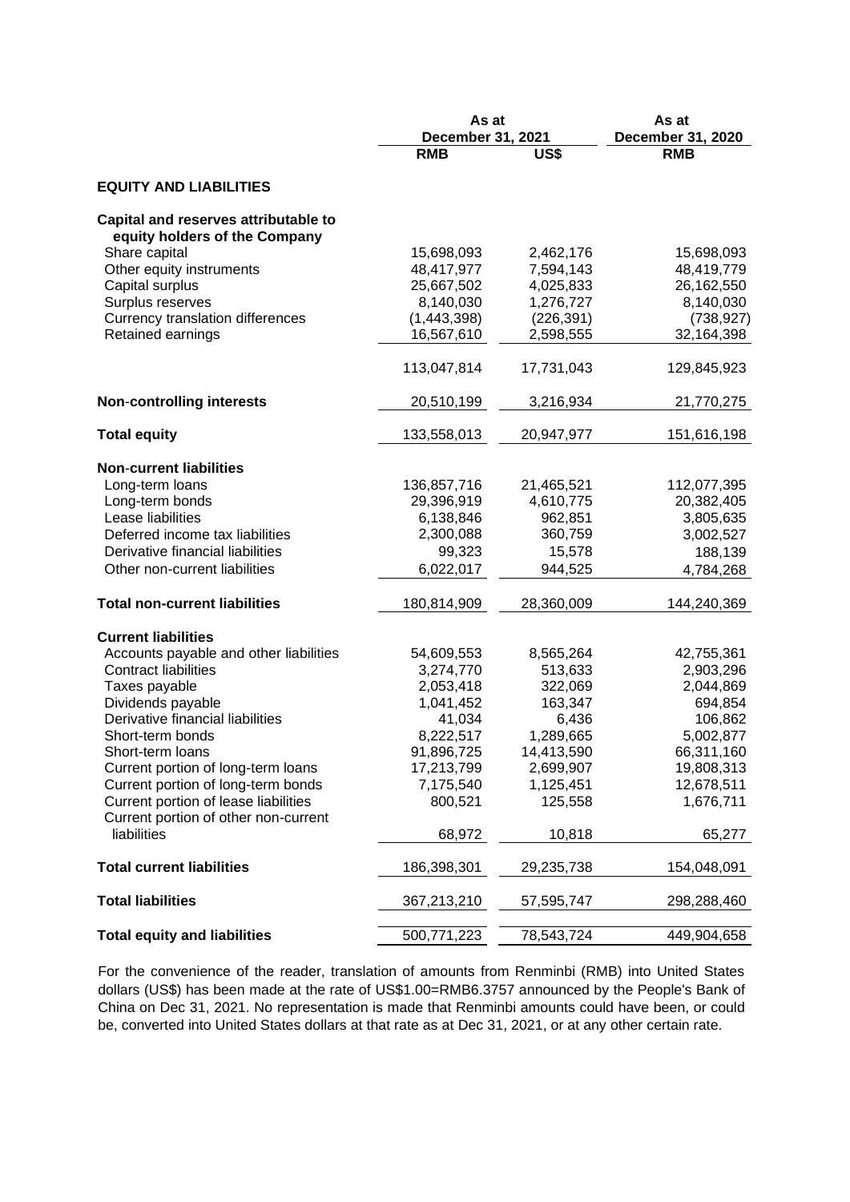| | As at December 31, 2021 | | As at December 31, 2020 |
|---|---|---|---|
| | RMB | US$ | RMB |
| **EQUITY AND LIABILITIES** | | | |
| **Capital and reserves attributable to equity holders of the Company** | | | |
| Share capital | 15,698,093 | 2,462,176 | 15,698,093 |
| Other equity instruments | 48,417,977 | 7,594,143 | 48,419,779 |
| Capital surplus | 25,667,502 | 4,025,833 | 26,162,550 |
| Surplus reserves | 8,140,030 | 1,276,727 | 8,140,030 |
| Currency translation differences | (1,443,398) | (226,391) | (738,927) |
| Retained earnings | 16,567,610 | 2,598,555 | 32,164,398 |
| | 113,047,814 | 17,731,043 | 129,845,923 |
| **Non-controlling interests** | 20,510,199 | 3,216,934 | 21,770,275 |
| **Total equity** | 133,558,013 | 20,947,977 | 151,616,198 |
| **Non-current liabilities** | | | |
| Long-term loans | 136,857,716 | 21,465,521 | 112,077,395 |
| Long-term bonds | 29,396,919 | 4,610,775 | 20,382,405 |
| Lease liabilities | 6,138,846 | 962,851 | 3,805,635 |
| Deferred income tax liabilities | 2,300,088 | 360,759 | 3,002,527 |
| Derivative financial liabilities | 99,323 | 15,578 | 188,139 |
| Other non-current liabilities | 6,022,017 | 944,525 | 4,784,268 |
| **Total non-current liabilities** | 180,814,909 | 28,360,009 | 144,240,369 |
| **Current liabilities** | | | |
| Accounts payable and other liabilities | 54,609,553 | 8,565,264 | 42,755,361 |
| Contract liabilities | 3,274,770 | 513,633 | 2,903,296 |
| Taxes payable | 2,053,418 | 322,069 | 2,044,869 |
| Dividends payable | 1,041,452 | 163,347 | 694,854 |
| Derivative financial liabilities | 41,034 | 6,436 | 106,862 |
| Short-term bonds | 8,222,517 | 1,289,665 | 5,002,877 |
| Short-term loans | 91,896,725 | 14,413,590 | 66,311,160 |
| Current portion of long-term loans | 17,213,799 | 2,699,907 | 19,808,313 |
| Current portion of long-term bonds | 7,175,540 | 1,125,451 | 12,678,511 |
| Current portion of lease liabilities | 800,521 | 125,558 | 1,676,711 |
| Current portion of other non-current liabilities | 68,972 | 10,818 | 65,277 |
| **Total current liabilities** | 186,398,301 | 29,235,738 | 154,048,091 |
| **Total liabilities** | 367,213,210 | 57,595,747 | 298,288,460 |
| **Total equity and liabilities** | 500,771,223 | 78,543,724 | 449,904,658 |

For the convenience of the reader, translation of amounts from Renminbi (RMB) into United States dollars (US$) has been made at the rate of US$1.00=RMB6.3757 announced by the People's Bank of China on Dec 31, 2021. No representation is made that Renminbi amounts could have been, or could be, converted into United States dollars at that rate as at Dec 31, 2021, or at any other certain rate.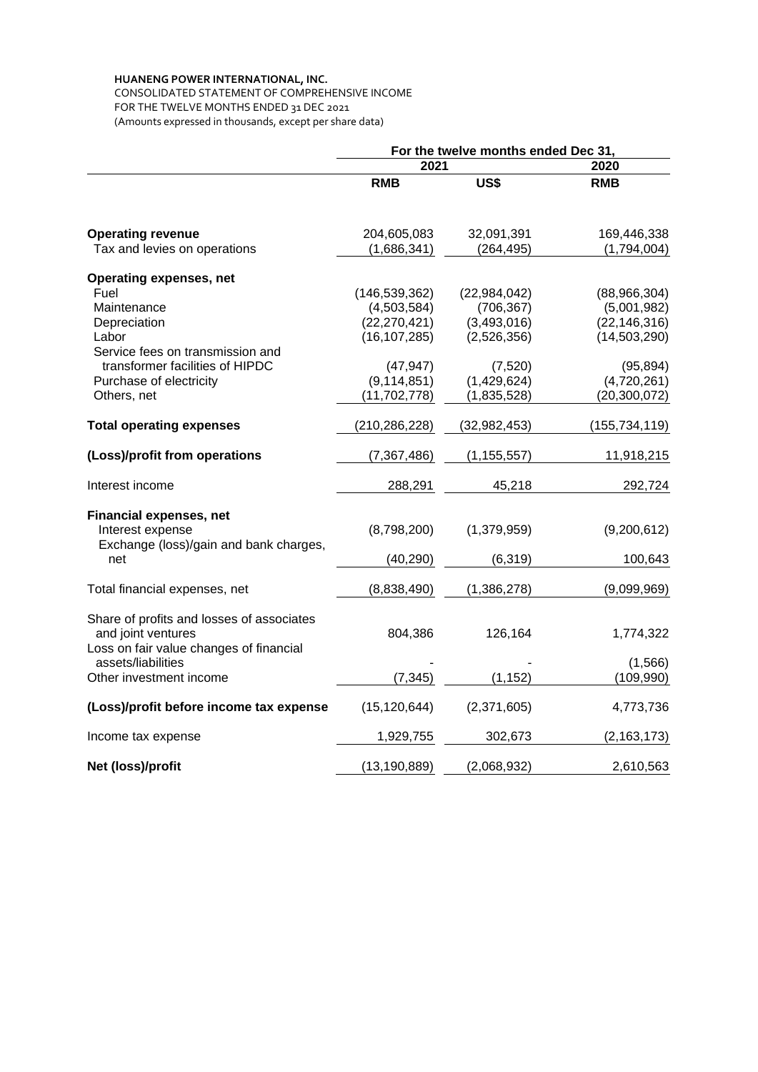**HUANENG POWER INTERNATIONAL, INC.**
CONSOLIDATED STATEMENT OF COMPREHENSIVE INCOME
FOR THE TWELVE MONTHS ENDED 31 DEC 2021
(Amounts expressed in thousands, except per share data)

| | For the twelve months ended Dec 31, | | |
|---|---|---|---|
| | 2021 | | 2020 |
| | **RMB** | **US$** | **RMB** |
| **Operating revenue** | 204,605,083 | 32,091,391 | 169,446,338 |
| Tax and levies on operations | (1,686,341) | (264,495) | (1,794,004) |
| **Operating expenses, net** | | | |
| Fuel | (146,539,362) | (22,984,042) | (88,966,304) |
| Maintenance | (4,503,584) | (706,367) | (5,001,982) |
| Depreciation | (22,270,421) | (3,493,016) | (22,146,316) |
| Labor | (16,107,285) | (2,526,356) | (14,503,290) |
| Service fees on transmission and transformer facilities of HIPDC | (47,947) | (7,520) | (95,894) |
| Purchase of electricity | (9,114,851) | (1,429,624) | (4,720,261) |
| Others, net | (11,702,778) | (1,835,528) | (20,300,072) |
| **Total operating expenses** | (210,286,228) | (32,982,453) | (155,734,119) |
| **(Loss)/profit from operations** | (7,367,486) | (1,155,557) | 11,918,215 |
| Interest income | 288,291 | 45,218 | 292,724 |
| **Financial expenses, net** | | | |
| Interest expense | (8,798,200) | (1,379,959) | (9,200,612) |
| Exchange (loss)/gain and bank charges, net | (40,290) | (6,319) | 100,643 |
| Total financial expenses, net | (8,838,490) | (1,386,278) | (9,099,969) |
| Share of profits and losses of associates and joint ventures | 804,386 | 126,164 | 1,774,322 |
| Loss on fair value changes of financial assets/liabilities | - | - | (1,566) |
| Other investment income | (7,345) | (1,152) | (109,990) |
| **(Loss)/profit before income tax expense** | (15,120,644) | (2,371,605) | 4,773,736 |
| Income tax expense | 1,929,755 | 302,673 | (2,163,173) |
| **Net (loss)/profit** | (13,190,889) | (2,068,932) | 2,610,563 |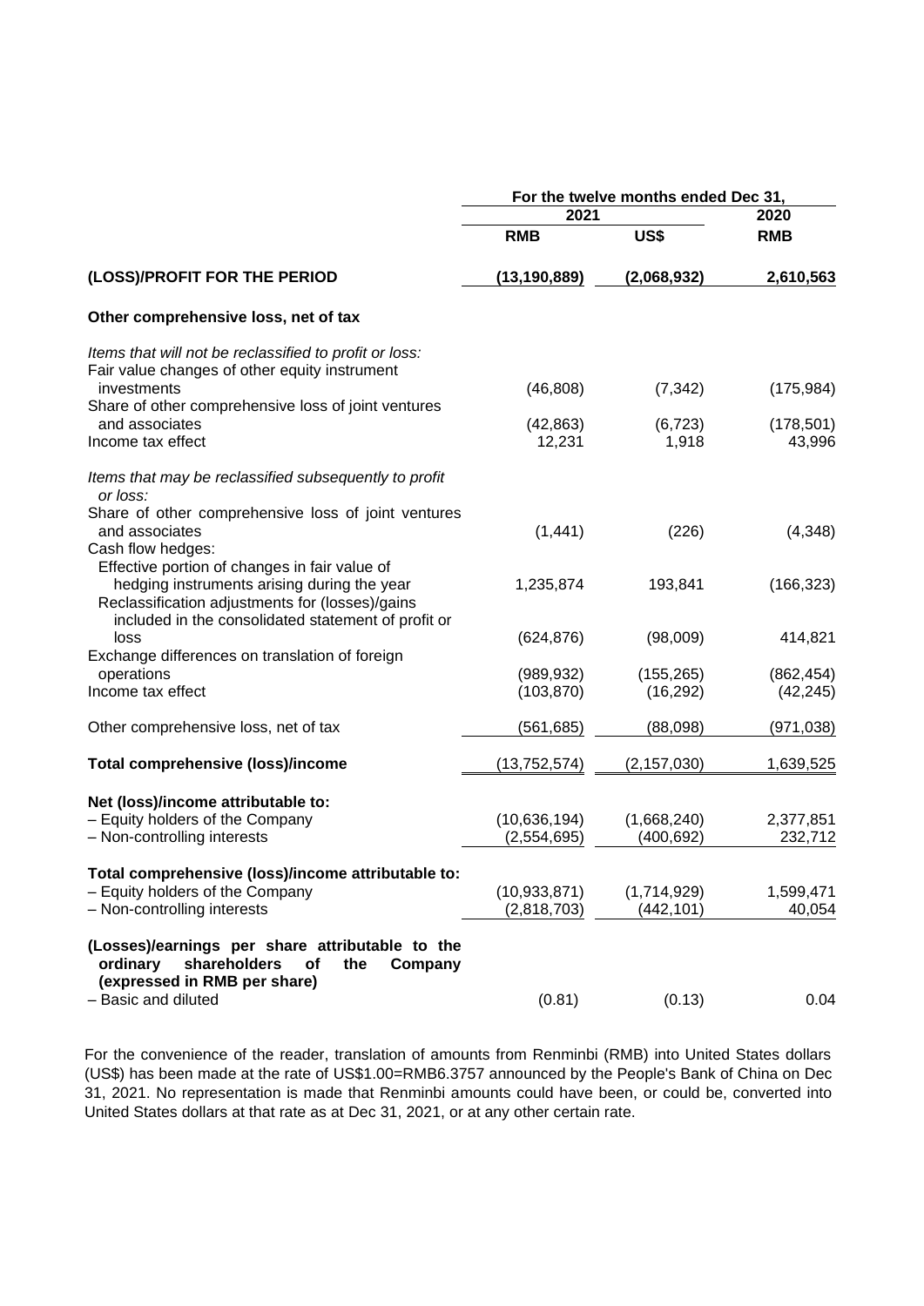| | For the twelve months ended Dec 31, | | |
|---|---|---|---|
| | 2021 | | 2020 |
| | RMB | US$ | RMB |
| **(LOSS)/PROFIT FOR THE PERIOD** | **(13,190,889)** | **(2,068,932)** | **2,610,563** |
| **Other comprehensive loss, net of tax** | | | |
| *Items that will not be reclassified to profit or loss:* | | | |
| Fair value changes of other equity instrument investments | (46,808) | (7,342) | (175,984) |
| Share of other comprehensive loss of joint ventures and associates | (42,863) | (6,723) | (178,501) |
| Income tax effect | 12,231 | 1,918 | 43,996 |
| *Items that may be reclassified subsequently to profit or loss:* | | | |
| Share of other comprehensive loss of joint ventures and associates | (1,441) | (226) | (4,348) |
| Cash flow hedges: | | | |
| Effective portion of changes in fair value of hedging instruments arising during the year | 1,235,874 | 193,841 | (166,323) |
| Reclassification adjustments for (losses)/gains included in the consolidated statement of profit or loss | (624,876) | (98,009) | 414,821 |
| Exchange differences on translation of foreign operations | (989,932) | (155,265) | (862,454) |
| Income tax effect | (103,870) | (16,292) | (42,245) |
| Other comprehensive loss, net of tax | (561,685) | (88,098) | (971,038) |
| **Total comprehensive (loss)/income** | (13,752,574) | (2,157,030) | 1,639,525 |
| **Net (loss)/income attributable to:** | | | |
| – Equity holders of the Company | (10,636,194) | (1,668,240) | 2,377,851 |
| – Non-controlling interests | (2,554,695) | (400,692) | 232,712 |
| **Total comprehensive (loss)/income attributable to:** | | | |
| – Equity holders of the Company | (10,933,871) | (1,714,929) | 1,599,471 |
| – Non-controlling interests | (2,818,703) | (442,101) | 40,054 |
| **(Losses)/earnings per share attributable to the ordinary shareholders of the Company (expressed in RMB per share)** | | | |
| – Basic and diluted | (0.81) | (0.13) | 0.04 |

For the convenience of the reader, translation of amounts from Renminbi (RMB) into United States dollars (US$) has been made at the rate of US$1.00=RMB6.3757 announced by the People's Bank of China on Dec 31, 2021. No representation is made that Renminbi amounts could have been, or could be, converted into United States dollars at that rate as at Dec 31, 2021, or at any other certain rate.